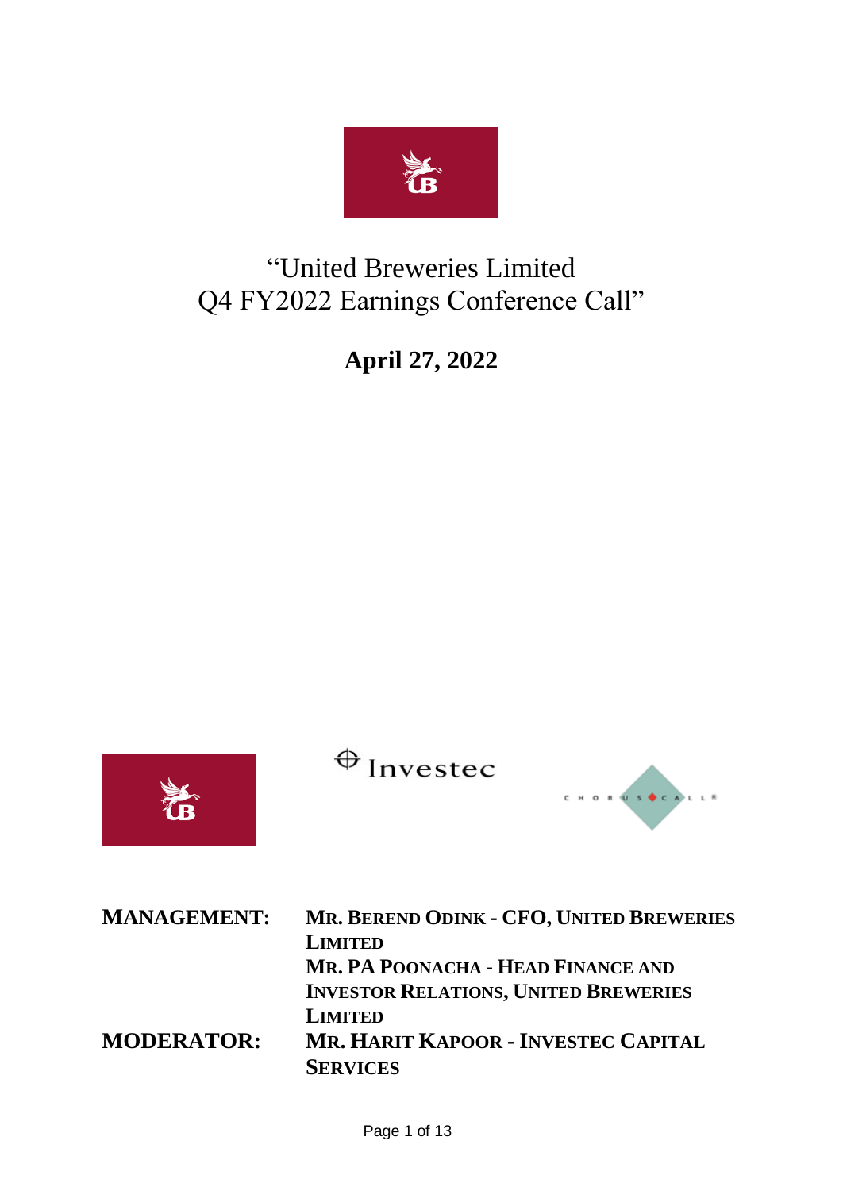# "United Breweries Limited Q4 FY2022 Earnings Conference Call"

## April 27, 2022

**MANAGEMENT:** **MR. BEREND ODINK - CFO, UNITED BREWERIES LIMITED**
**MR. PA POONACHA - HEAD FINANCE AND INVESTOR RELATIONS, UNITED BREWERIES LIMITED**

**MODERATOR:** **MR. HARIT KAPOOR - INVESTEC CAPITAL SERVICES**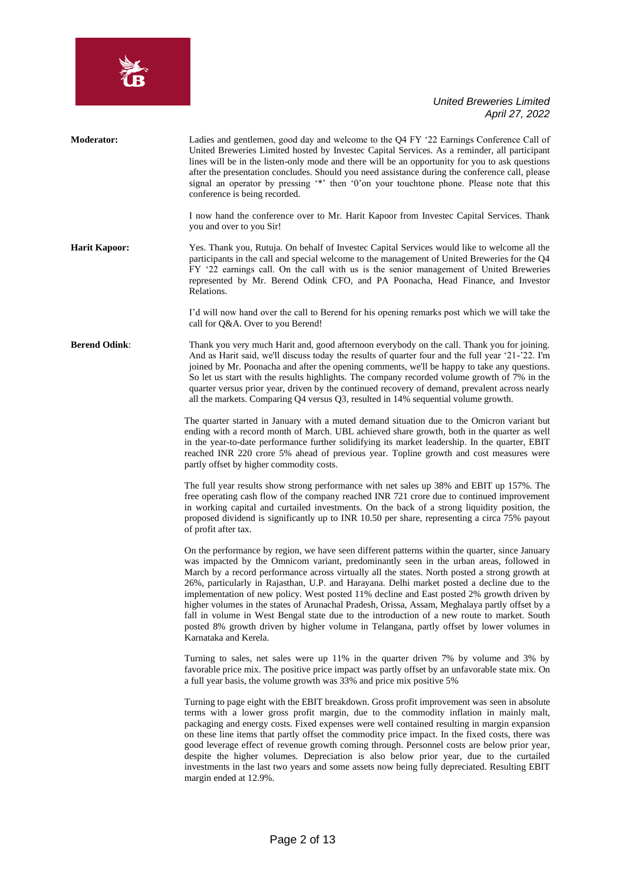**Moderator:** Ladies and gentlemen, good day and welcome to the Q4 FY '22 Earnings Conference Call of United Breweries Limited hosted by Investec Capital Services. As a reminder, all participant lines will be in the listen-only mode and there will be an opportunity for you to ask questions after the presentation concludes. Should you need assistance during the conference call, please signal an operator by pressing '*' then '0'on your touchtone phone. Please note that this conference is being recorded.

I now hand the conference over to Mr. Harit Kapoor from Investec Capital Services. Thank you and over to you Sir!

**Harit Kapoor:** Yes. Thank you, Rutuja. On behalf of Investec Capital Services would like to welcome all the participants in the call and special welcome to the management of United Breweries for the Q4 FY '22 earnings call. On the call with us is the senior management of United Breweries represented by Mr. Berend Odink CFO, and PA Poonacha, Head Finance, and Investor Relations.

I'd will now hand over the call to Berend for his opening remarks post which we will take the call for Q&A. Over to you Berend!

**Berend Odink**: Thank you very much Harit and, good afternoon everybody on the call. Thank you for joining. And as Harit said, we'll discuss today the results of quarter four and the full year '21-'22. I'm joined by Mr. Poonacha and after the opening comments, we'll be happy to take any questions. So let us start with the results highlights. The company recorded volume growth of 7% in the quarter versus prior year, driven by the continued recovery of demand, prevalent across nearly all the markets. Comparing Q4 versus Q3, resulted in 14% sequential volume growth.

The quarter started in January with a muted demand situation due to the Omicron variant but ending with a record month of March. UBL achieved share growth, both in the quarter as well in the year-to-date performance further solidifying its market leadership. In the quarter, EBIT reached INR 220 crore 5% ahead of previous year. Topline growth and cost measures were partly offset by higher commodity costs.

The full year results show strong performance with net sales up 38% and EBIT up 157%. The free operating cash flow of the company reached INR 721 crore due to continued improvement in working capital and curtailed investments. On the back of a strong liquidity position, the proposed dividend is significantly up to INR 10.50 per share, representing a circa 75% payout of profit after tax.

On the performance by region, we have seen different patterns within the quarter, since January was impacted by the Omnicom variant, predominantly seen in the urban areas, followed in March by a record performance across virtually all the states. North posted a strong growth at 26%, particularly in Rajasthan, U.P. and Harayana. Delhi market posted a decline due to the implementation of new policy. West posted 11% decline and East posted 2% growth driven by higher volumes in the states of Arunachal Pradesh, Orissa, Assam, Meghalaya partly offset by a fall in volume in West Bengal state due to the introduction of a new route to market. South posted 8% growth driven by higher volume in Telangana, partly offset by lower volumes in Karnataka and Kerela.

Turning to sales, net sales were up 11% in the quarter driven 7% by volume and 3% by favorable price mix. The positive price impact was partly offset by an unfavorable state mix. On a full year basis, the volume growth was 33% and price mix positive 5%

Turning to page eight with the EBIT breakdown. Gross profit improvement was seen in absolute terms with a lower gross profit margin, due to the commodity inflation in mainly malt, packaging and energy costs. Fixed expenses were well contained resulting in margin expansion on these line items that partly offset the commodity price impact. In the fixed costs, there was good leverage effect of revenue growth coming through. Personnel costs are below prior year, despite the higher volumes. Depreciation is also below prior year, due to the curtailed investments in the last two years and some assets now being fully depreciated. Resulting EBIT margin ended at 12.9%.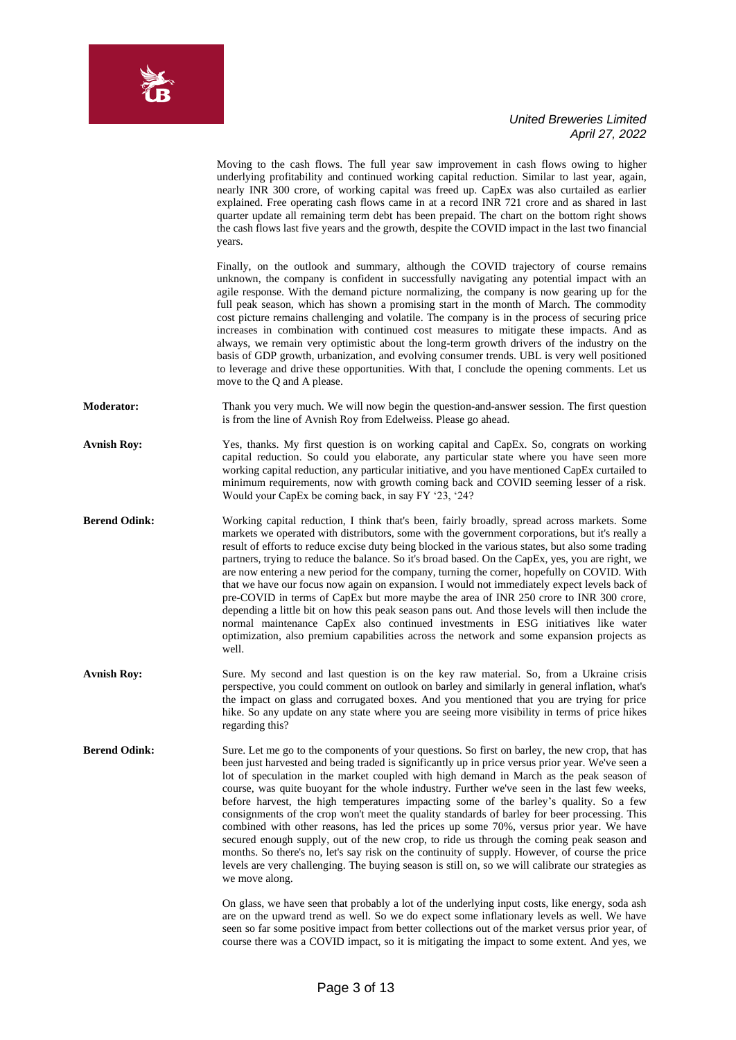Moving to the cash flows. The full year saw improvement in cash flows owing to higher underlying profitability and continued working capital reduction. Similar to last year, again, nearly INR 300 crore, of working capital was freed up. CapEx was also curtailed as earlier explained. Free operating cash flows came in at a record INR 721 crore and as shared in last quarter update all remaining term debt has been prepaid. The chart on the bottom right shows the cash flows last five years and the growth, despite the COVID impact in the last two financial years.

Finally, on the outlook and summary, although the COVID trajectory of course remains unknown, the company is confident in successfully navigating any potential impact with an agile response. With the demand picture normalizing, the company is now gearing up for the full peak season, which has shown a promising start in the month of March. The commodity cost picture remains challenging and volatile. The company is in the process of securing price increases in combination with continued cost measures to mitigate these impacts. And as always, we remain very optimistic about the long-term growth drivers of the industry on the basis of GDP growth, urbanization, and evolving consumer trends. UBL is very well positioned to leverage and drive these opportunities. With that, I conclude the opening comments. Let us move to the Q and A please.

**Moderator:** Thank you very much. We will now begin the question-and-answer session. The first question is from the line of Avnish Roy from Edelweiss. Please go ahead.

**Avnish Roy:** Yes, thanks. My first question is on working capital and CapEx. So, congrats on working capital reduction. So could you elaborate, any particular state where you have seen more working capital reduction, any particular initiative, and you have mentioned CapEx curtailed to minimum requirements, now with growth coming back and COVID seeming lesser of a risk. Would your CapEx be coming back, in say FY '23, '24?

**Berend Odink:** Working capital reduction, I think that's been, fairly broadly, spread across markets. Some markets we operated with distributors, some with the government corporations, but it's really a result of efforts to reduce excise duty being blocked in the various states, but also some trading partners, trying to reduce the balance. So it's broad based. On the CapEx, yes, you are right, we are now entering a new period for the company, turning the corner, hopefully on COVID. With that we have our focus now again on expansion. I would not immediately expect levels back of pre-COVID in terms of CapEx but more maybe the area of INR 250 crore to INR 300 crore, depending a little bit on how this peak season pans out. And those levels will then include the normal maintenance CapEx also continued investments in ESG initiatives like water optimization, also premium capabilities across the network and some expansion projects as well.

**Avnish Roy:** Sure. My second and last question is on the key raw material. So, from a Ukraine crisis perspective, you could comment on outlook on barley and similarly in general inflation, what's the impact on glass and corrugated boxes. And you mentioned that you are trying for price hike. So any update on any state where you are seeing more visibility in terms of price hikes regarding this?

**Berend Odink:** Sure. Let me go to the components of your questions. So first on barley, the new crop, that has been just harvested and being traded is significantly up in price versus prior year. We've seen a lot of speculation in the market coupled with high demand in March as the peak season of course, was quite buoyant for the whole industry. Further we've seen in the last few weeks, before harvest, the high temperatures impacting some of the barley's quality. So a few consignments of the crop won't meet the quality standards of barley for beer processing. This combined with other reasons, has led the prices up some 70%, versus prior year. We have secured enough supply, out of the new crop, to ride us through the coming peak season and months. So there's no, let's say risk on the continuity of supply. However, of course the price levels are very challenging. The buying season is still on, so we will calibrate our strategies as we move along.

On glass, we have seen that probably a lot of the underlying input costs, like energy, soda ash are on the upward trend as well. So we do expect some inflationary levels as well. We have seen so far some positive impact from better collections out of the market versus prior year, of course there was a COVID impact, so it is mitigating the impact to some extent. And yes, we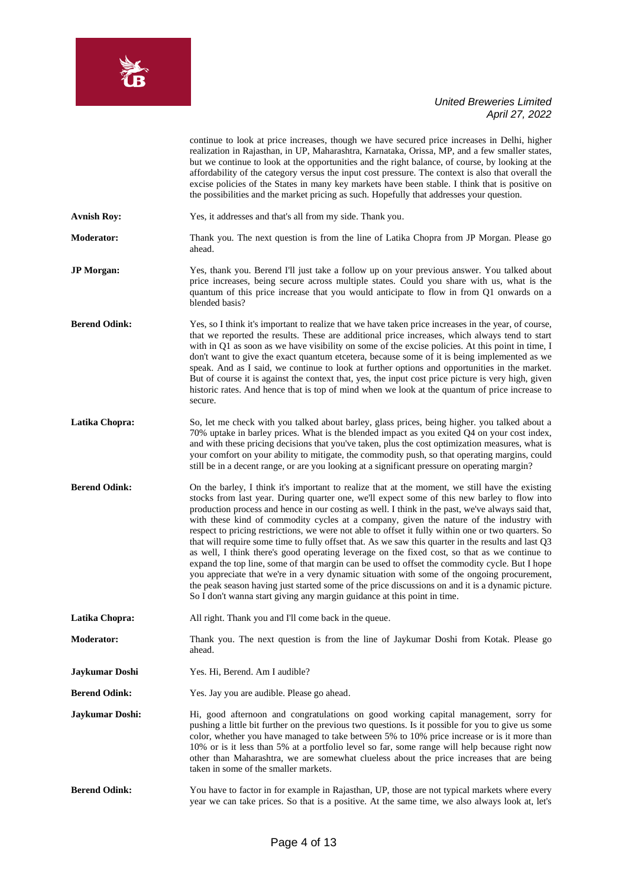continue to look at price increases, though we have secured price increases in Delhi, higher realization in Rajasthan, in UP, Maharashtra, Karnataka, Orissa, MP, and a few smaller states, but we continue to look at the opportunities and the right balance, of course, by looking at the affordability of the category versus the input cost pressure. The context is also that overall the excise policies of the States in many key markets have been stable. I think that is positive on the possibilities and the market pricing as such. Hopefully that addresses your question.

**Avnish Roy:** Yes, it addresses and that's all from my side. Thank you.

**Moderator:** Thank you. The next question is from the line of Latika Chopra from JP Morgan. Please go ahead.

**JP Morgan:** Yes, thank you. Berend I'll just take a follow up on your previous answer. You talked about price increases, being secure across multiple states. Could you share with us, what is the quantum of this price increase that you would anticipate to flow in from Q1 onwards on a blended basis?

**Berend Odink:** Yes, so I think it's important to realize that we have taken price increases in the year, of course, that we reported the results. These are additional price increases, which always tend to start with in Q1 as soon as we have visibility on some of the excise policies. At this point in time, I don't want to give the exact quantum etcetera, because some of it is being implemented as we speak. And as I said, we continue to look at further options and opportunities in the market. But of course it is against the context that, yes, the input cost price picture is very high, given historic rates. And hence that is top of mind when we look at the quantum of price increase to secure.

**Latika Chopra:** So, let me check with you talked about barley, glass prices, being higher. you talked about a 70% uptake in barley prices. What is the blended impact as you exited Q4 on your cost index, and with these pricing decisions that you've taken, plus the cost optimization measures, what is your comfort on your ability to mitigate, the commodity push, so that operating margins, could still be in a decent range, or are you looking at a significant pressure on operating margin?

**Berend Odink:** On the barley, I think it's important to realize that at the moment, we still have the existing stocks from last year. During quarter one, we'll expect some of this new barley to flow into production process and hence in our costing as well. I think in the past, we've always said that, with these kind of commodity cycles at a company, given the nature of the industry with respect to pricing restrictions, we were not able to offset it fully within one or two quarters. So that will require some time to fully offset that. As we saw this quarter in the results and last Q3 as well, I think there's good operating leverage on the fixed cost, so that as we continue to expand the top line, some of that margin can be used to offset the commodity cycle. But I hope you appreciate that we're in a very dynamic situation with some of the ongoing procurement, the peak season having just started some of the price discussions on and it is a dynamic picture. So I don't wanna start giving any margin guidance at this point in time.

**Latika Chopra:** All right. Thank you and I'll come back in the queue.

**Moderator:** Thank you. The next question is from the line of Jaykumar Doshi from Kotak. Please go ahead.

**Jaykumar Doshi** Yes. Hi, Berend. Am I audible?

**Berend Odink:** Yes. Jay you are audible. Please go ahead.

**Jaykumar Doshi:** Hi, good afternoon and congratulations on good working capital management, sorry for pushing a little bit further on the previous two questions. Is it possible for you to give us some color, whether you have managed to take between 5% to 10% price increase or is it more than 10% or is it less than 5% at a portfolio level so far, some range will help because right now other than Maharashtra, we are somewhat clueless about the price increases that are being taken in some of the smaller markets.

**Berend Odink:** You have to factor in for example in Rajasthan, UP, those are not typical markets where every year we can take prices. So that is a positive. At the same time, we also always look at, let's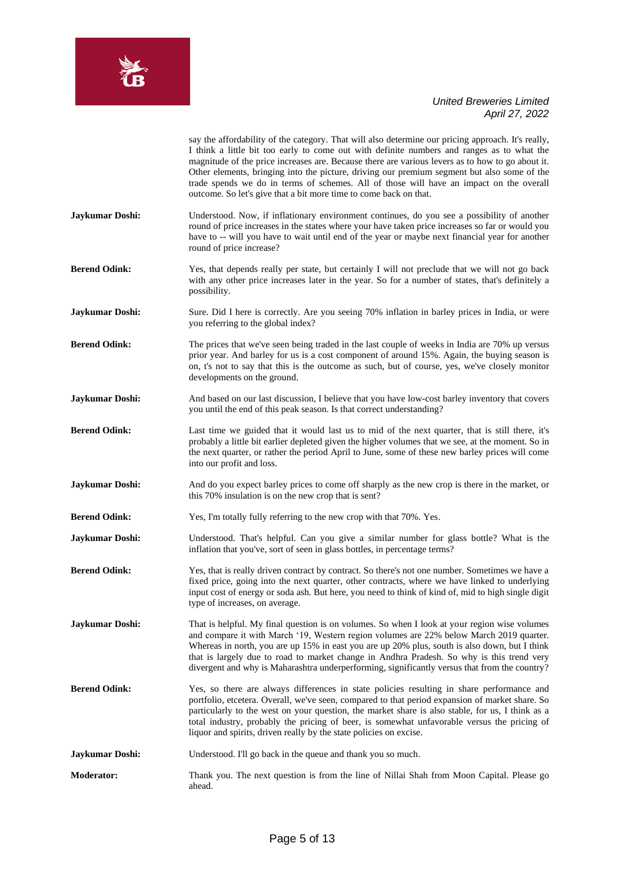say the affordability of the category. That will also determine our pricing approach. It's really, I think a little bit too early to come out with definite numbers and ranges as to what the magnitude of the price increases are. Because there are various levers as to how to go about it. Other elements, bringing into the picture, driving our premium segment but also some of the trade spends we do in terms of schemes. All of those will have an impact on the overall outcome. So let's give that a bit more time to come back on that.

**Jaykumar Doshi:** Understood. Now, if inflationary environment continues, do you see a possibility of another round of price increases in the states where your have taken price increases so far or would you have to -- will you have to wait until end of the year or maybe next financial year for another round of price increase?

**Berend Odink:** Yes, that depends really per state, but certainly I will not preclude that we will not go back with any other price increases later in the year. So for a number of states, that's definitely a possibility.

**Jaykumar Doshi:** Sure. Did I here is correctly. Are you seeing 70% inflation in barley prices in India, or were you referring to the global index?

**Berend Odink:** The prices that we've seen being traded in the last couple of weeks in India are 70% up versus prior year. And barley for us is a cost component of around 15%. Again, the buying season is on, t's not to say that this is the outcome as such, but of course, yes, we've closely monitor developments on the ground.

**Jaykumar Doshi:** And based on our last discussion, I believe that you have low-cost barley inventory that covers you until the end of this peak season. Is that correct understanding?

**Berend Odink:** Last time we guided that it would last us to mid of the next quarter, that is still there, it's probably a little bit earlier depleted given the higher volumes that we see, at the moment. So in the next quarter, or rather the period April to June, some of these new barley prices will come into our profit and loss.

**Jaykumar Doshi:** And do you expect barley prices to come off sharply as the new crop is there in the market, or this 70% insulation is on the new crop that is sent?

**Berend Odink:** Yes, I'm totally fully referring to the new crop with that 70%. Yes.

**Jaykumar Doshi:** Understood. That's helpful. Can you give a similar number for glass bottle? What is the inflation that you've, sort of seen in glass bottles, in percentage terms?

**Berend Odink:** Yes, that is really driven contract by contract. So there's not one number. Sometimes we have a fixed price, going into the next quarter, other contracts, where we have linked to underlying input cost of energy or soda ash. But here, you need to think of kind of, mid to high single digit type of increases, on average.

**Jaykumar Doshi:** That is helpful. My final question is on volumes. So when I look at your region wise volumes and compare it with March '19, Western region volumes are 22% below March 2019 quarter. Whereas in north, you are up 15% in east you are up 20% plus, south is also down, but I think that is largely due to road to market change in Andhra Pradesh. So why is this trend very divergent and why is Maharashtra underperforming, significantly versus that from the country?

**Berend Odink:** Yes, so there are always differences in state policies resulting in share performance and portfolio, etcetera. Overall, we've seen, compared to that period expansion of market share. So particularly to the west on your question, the market share is also stable, for us, I think as a total industry, probably the pricing of beer, is somewhat unfavorable versus the pricing of liquor and spirits, driven really by the state policies on excise.

**Jaykumar Doshi:** Understood. I'll go back in the queue and thank you so much.

**Moderator:** Thank you. The next question is from the line of Nillai Shah from Moon Capital. Please go ahead.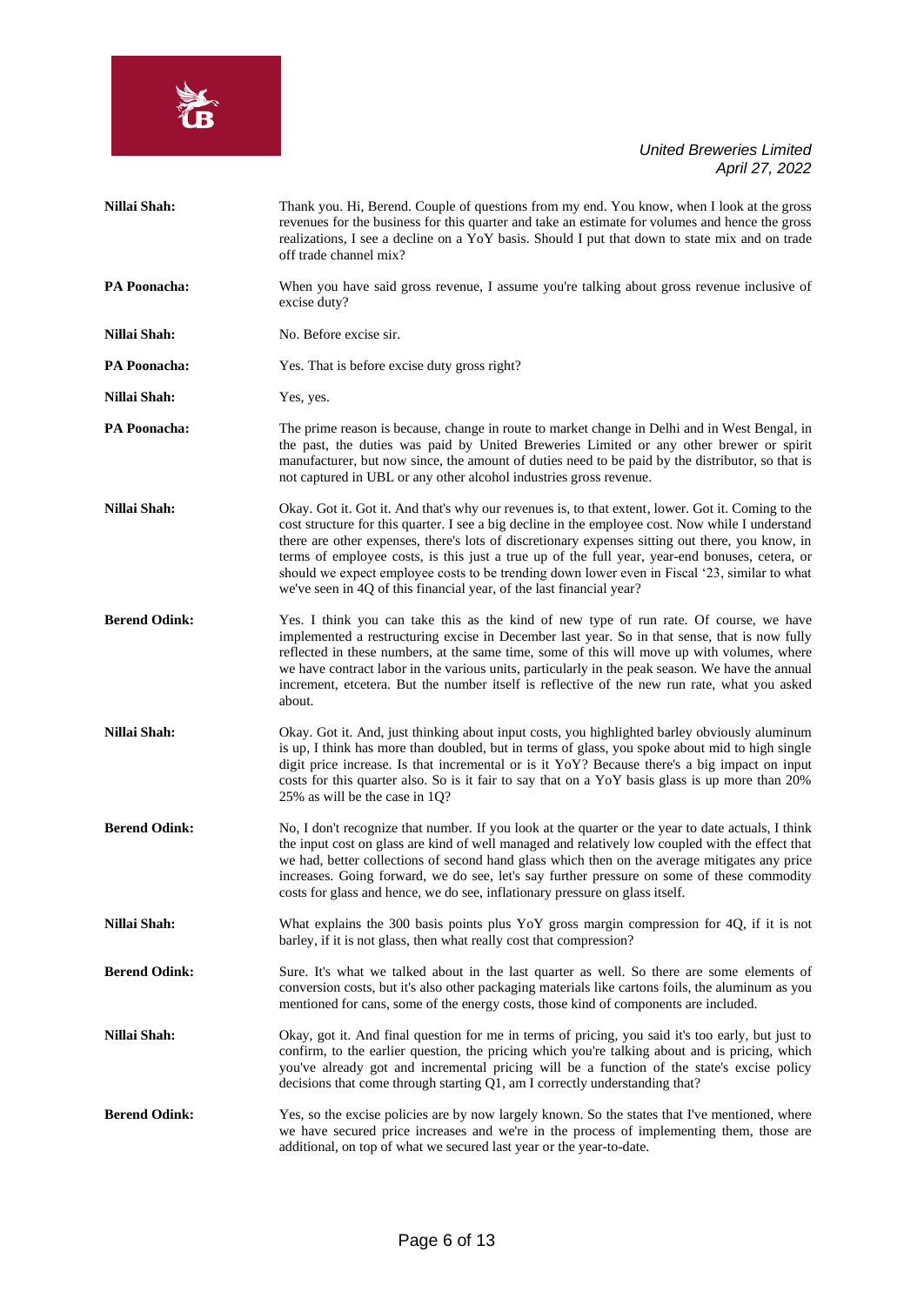**Nillai Shah:** Thank you. Hi, Berend. Couple of questions from my end. You know, when I look at the gross revenues for the business for this quarter and take an estimate for volumes and hence the gross realizations, I see a decline on a YoY basis. Should I put that down to state mix and on trade off trade channel mix?

**PA Poonacha:** When you have said gross revenue, I assume you're talking about gross revenue inclusive of excise duty?

**Nillai Shah:** No. Before excise sir.

**PA Poonacha:** Yes. That is before excise duty gross right?

**Nillai Shah:** Yes, yes.

**PA Poonacha:** The prime reason is because, change in route to market change in Delhi and in West Bengal, in the past, the duties was paid by United Breweries Limited or any other brewer or spirit manufacturer, but now since, the amount of duties need to be paid by the distributor, so that is not captured in UBL or any other alcohol industries gross revenue.

**Nillai Shah:** Okay. Got it. Got it. And that's why our revenues is, to that extent, lower. Got it. Coming to the cost structure for this quarter. I see a big decline in the employee cost. Now while I understand there are other expenses, there's lots of discretionary expenses sitting out there, you know, in terms of employee costs, is this just a true up of the full year, year-end bonuses, cetera, or should we expect employee costs to be trending down lower even in Fiscal '23, similar to what we've seen in 4Q of this financial year, of the last financial year?

**Berend Odink:** Yes. I think you can take this as the kind of new type of run rate. Of course, we have implemented a restructuring excise in December last year. So in that sense, that is now fully reflected in these numbers, at the same time, some of this will move up with volumes, where we have contract labor in the various units, particularly in the peak season. We have the annual increment, etcetera. But the number itself is reflective of the new run rate, what you asked about.

**Nillai Shah:** Okay. Got it. And, just thinking about input costs, you highlighted barley obviously aluminum is up, I think has more than doubled, but in terms of glass, you spoke about mid to high single digit price increase. Is that incremental or is it YoY? Because there's a big impact on input costs for this quarter also. So is it fair to say that on a YoY basis glass is up more than 20% 25% as will be the case in 1Q?

**Berend Odink:** No, I don't recognize that number. If you look at the quarter or the year to date actuals, I think the input cost on glass are kind of well managed and relatively low coupled with the effect that we had, better collections of second hand glass which then on the average mitigates any price increases. Going forward, we do see, let's say further pressure on some of these commodity costs for glass and hence, we do see, inflationary pressure on glass itself.

**Nillai Shah:** What explains the 300 basis points plus YoY gross margin compression for 4Q, if it is not barley, if it is not glass, then what really cost that compression?

**Berend Odink:** Sure. It's what we talked about in the last quarter as well. So there are some elements of conversion costs, but it's also other packaging materials like cartons foils, the aluminum as you mentioned for cans, some of the energy costs, those kind of components are included.

**Nillai Shah:** Okay, got it. And final question for me in terms of pricing, you said it's too early, but just to confirm, to the earlier question, the pricing which you're talking about and is pricing, which you've already got and incremental pricing will be a function of the state's excise policy decisions that come through starting Q1, am I correctly understanding that?

**Berend Odink:** Yes, so the excise policies are by now largely known. So the states that I've mentioned, where we have secured price increases and we're in the process of implementing them, those are additional, on top of what we secured last year or the year-to-date.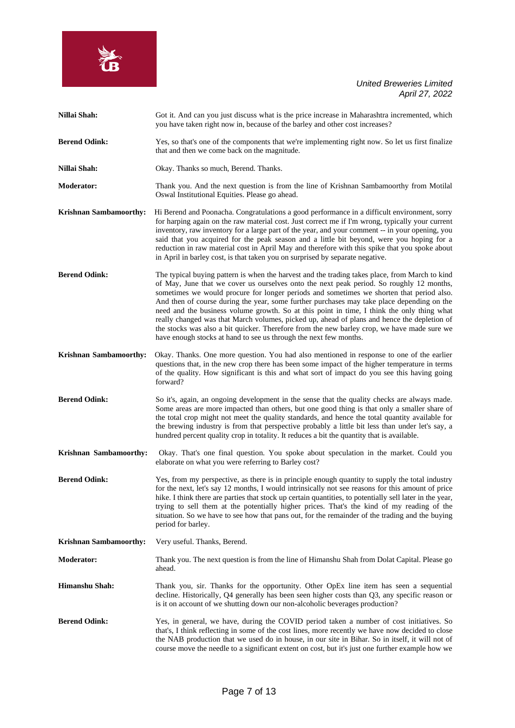**Nillai Shah:** Got it. And can you just discuss what is the price increase in Maharashtra incremented, which you have taken right now in, because of the barley and other cost increases?

**Berend Odink:** Yes, so that's one of the components that we're implementing right now. So let us first finalize that and then we come back on the magnitude.

**Nillai Shah:** Okay. Thanks so much, Berend. Thanks.

**Moderator:** Thank you. And the next question is from the line of Krishnan Sambamoorthy from Motilal Oswal Institutional Equities. Please go ahead.

**Krishnan Sambamoorthy:** Hi Berend and Poonacha. Congratulations a good performance in a difficult environment, sorry for harping again on the raw material cost. Just correct me if I'm wrong, typically your current inventory, raw inventory for a large part of the year, and your comment -- in your opening, you said that you acquired for the peak season and a little bit beyond, were you hoping for a reduction in raw material cost in April May and therefore with this spike that you spoke about in April in barley cost, is that taken you on surprised by separate negative.

**Berend Odink:** The typical buying pattern is when the harvest and the trading takes place, from March to kind of May, June that we cover us ourselves onto the next peak period. So roughly 12 months, sometimes we would procure for longer periods and sometimes we shorten that period also. And then of course during the year, some further purchases may take place depending on the need and the business volume growth. So at this point in time, I think the only thing what really changed was that March volumes, picked up, ahead of plans and hence the depletion of the stocks was also a bit quicker. Therefore from the new barley crop, we have made sure we have enough stocks at hand to see us through the next few months.

**Krishnan Sambamoorthy:** Okay. Thanks. One more question. You had also mentioned in response to one of the earlier questions that, in the new crop there has been some impact of the higher temperature in terms of the quality. How significant is this and what sort of impact do you see this having going forward?

**Berend Odink:** So it's, again, an ongoing development in the sense that the quality checks are always made. Some areas are more impacted than others, but one good thing is that only a smaller share of the total crop might not meet the quality standards, and hence the total quantity available for the brewing industry is from that perspective probably a little bit less than under let's say, a hundred percent quality crop in totality. It reduces a bit the quantity that is available.

**Krishnan Sambamoorthy:** Okay. That's one final question. You spoke about speculation in the market. Could you elaborate on what you were referring to Barley cost?

**Berend Odink:** Yes, from my perspective, as there is in principle enough quantity to supply the total industry for the next, let's say 12 months, I would intrinsically not see reasons for this amount of price hike. I think there are parties that stock up certain quantities, to potentially sell later in the year, trying to sell them at the potentially higher prices. That's the kind of my reading of the situation. So we have to see how that pans out, for the remainder of the trading and the buying period for barley.

**Krishnan Sambamoorthy:** Very useful. Thanks, Berend.

**Moderator:** Thank you. The next question is from the line of Himanshu Shah from Dolat Capital. Please go ahead.

**Himanshu Shah:** Thank you, sir. Thanks for the opportunity. Other OpEx line item has seen a sequential decline. Historically, Q4 generally has been seen higher costs than Q3, any specific reason or is it on account of we shutting down our non-alcoholic beverages production?

**Berend Odink:** Yes, in general, we have, during the COVID period taken a number of cost initiatives. So that's, I think reflecting in some of the cost lines, more recently we have now decided to close the NAB production that we used do in house, in our site in Bihar. So in itself, it will not of course move the needle to a significant extent on cost, but it's just one further example how we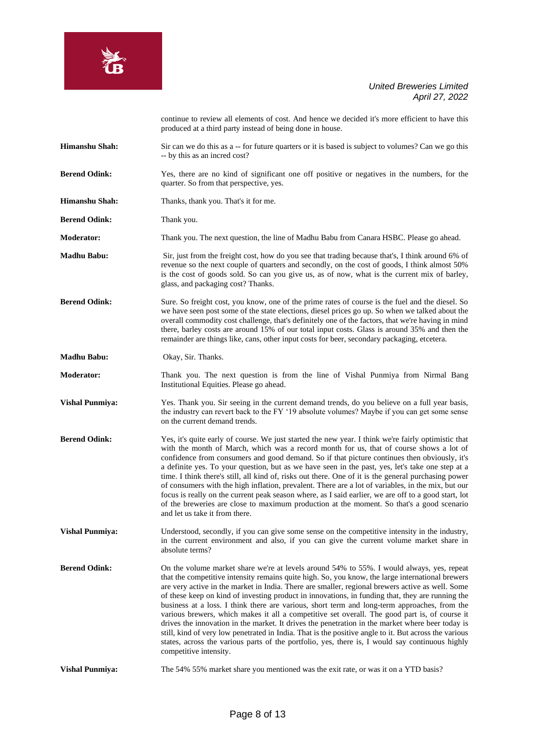continue to review all elements of cost. And hence we decided it's more efficient to have this produced at a third party instead of being done in house.

**Himanshu Shah:** Sir can we do this as a -- for future quarters or it is based is subject to volumes? Can we go this -- by this as an incred cost?

**Berend Odink:** Yes, there are no kind of significant one off positive or negatives in the numbers, for the quarter. So from that perspective, yes.

**Himanshu Shah:** Thanks, thank you. That's it for me.

**Berend Odink:** Thank you.

**Moderator:** Thank you. The next question, the line of Madhu Babu from Canara HSBC. Please go ahead.

**Madhu Babu:** Sir, just from the freight cost, how do you see that trading because that's, I think around 6% of revenue so the next couple of quarters and secondly, on the cost of goods, I think almost 50% is the cost of goods sold. So can you give us, as of now, what is the current mix of barley, glass, and packaging cost? Thanks.

**Berend Odink:** Sure. So freight cost, you know, one of the prime rates of course is the fuel and the diesel. So we have seen post some of the state elections, diesel prices go up. So when we talked about the overall commodity cost challenge, that's definitely one of the factors, that we're having in mind there, barley costs are around 15% of our total input costs. Glass is around 35% and then the remainder are things like, cans, other input costs for beer, secondary packaging, etcetera.

**Madhu Babu:** Okay, Sir. Thanks.

**Moderator:** Thank you. The next question is from the line of Vishal Punmiya from Nirmal Bang Institutional Equities. Please go ahead.

**Vishal Punmiya:** Yes. Thank you. Sir seeing in the current demand trends, do you believe on a full year basis, the industry can revert back to the FY '19 absolute volumes? Maybe if you can get some sense on the current demand trends.

**Berend Odink:** Yes, it's quite early of course. We just started the new year. I think we're fairly optimistic that with the month of March, which was a record month for us, that of course shows a lot of confidence from consumers and good demand. So if that picture continues then obviously, it's a definite yes. To your question, but as we have seen in the past, yes, let's take one step at a time. I think there's still, all kind of, risks out there. One of it is the general purchasing power of consumers with the high inflation, prevalent. There are a lot of variables, in the mix, but our focus is really on the current peak season where, as I said earlier, we are off to a good start, lot of the breweries are close to maximum production at the moment. So that's a good scenario and let us take it from there.

**Vishal Punmiya:** Understood, secondly, if you can give some sense on the competitive intensity in the industry, in the current environment and also, if you can give the current volume market share in absolute terms?

**Berend Odink:** On the volume market share we're at levels around 54% to 55%. I would always, yes, repeat that the competitive intensity remains quite high. So, you know, the large international brewers are very active in the market in India. There are smaller, regional brewers active as well. Some of these keep on kind of investing product in innovations, in funding that, they are running the business at a loss. I think there are various, short term and long-term approaches, from the various brewers, which makes it all a competitive set overall. The good part is, of course it drives the innovation in the market. It drives the penetration in the market where beer today is still, kind of very low penetrated in India. That is the positive angle to it. But across the various states, across the various parts of the portfolio, yes, there is, I would say continuous highly competitive intensity.

**Vishal Punmiya:** The 54% 55% market share you mentioned was the exit rate, or was it on a YTD basis?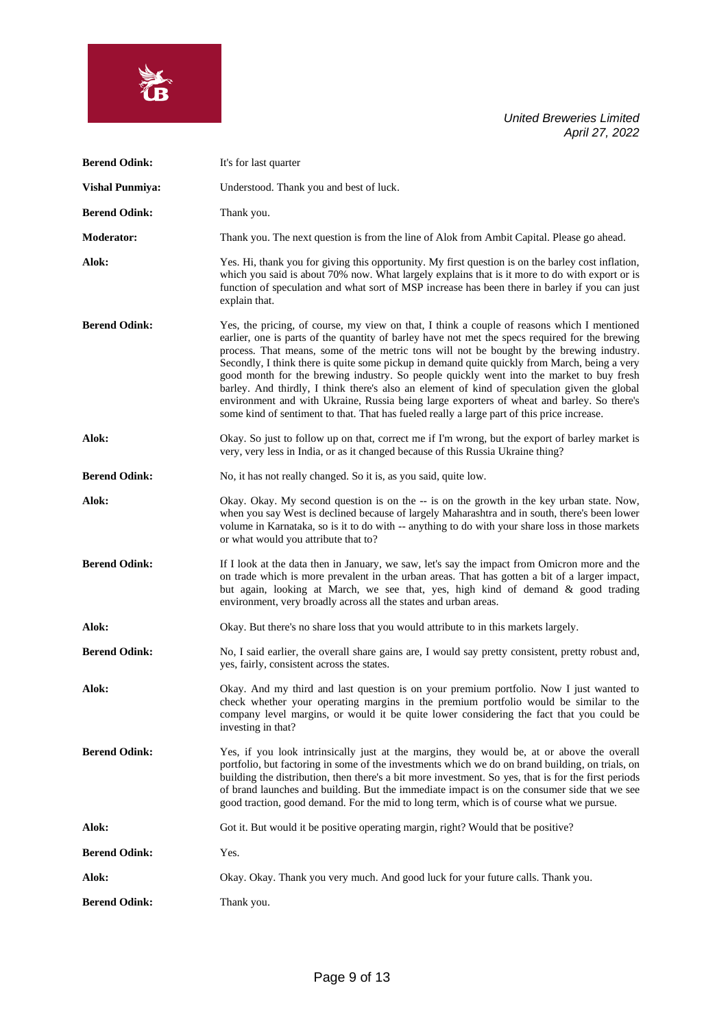**Berend Odink:** It's for last quarter

**Vishal Punmiya:** Understood. Thank you and best of luck.

**Berend Odink:** Thank you.

**Moderator:** Thank you. The next question is from the line of Alok from Ambit Capital. Please go ahead.

**Alok:** Yes. Hi, thank you for giving this opportunity. My first question is on the barley cost inflation, which you said is about 70% now. What largely explains that is it more to do with export or is function of speculation and what sort of MSP increase has been there in barley if you can just explain that.

**Berend Odink:** Yes, the pricing, of course, my view on that, I think a couple of reasons which I mentioned earlier, one is parts of the quantity of barley have not met the specs required for the brewing process. That means, some of the metric tons will not be bought by the brewing industry. Secondly, I think there is quite some pickup in demand quite quickly from March, being a very good month for the brewing industry. So people quickly went into the market to buy fresh barley. And thirdly, I think there's also an element of kind of speculation given the global environment and with Ukraine, Russia being large exporters of wheat and barley. So there's some kind of sentiment to that. That has fueled really a large part of this price increase.

**Alok:** Okay. So just to follow up on that, correct me if I'm wrong, but the export of barley market is very, very less in India, or as it changed because of this Russia Ukraine thing?

**Berend Odink:** No, it has not really changed. So it is, as you said, quite low.

**Alok:** Okay. Okay. My second question is on the -- is on the growth in the key urban state. Now, when you say West is declined because of largely Maharashtra and in south, there's been lower volume in Karnataka, so is it to do with -- anything to do with your share loss in those markets or what would you attribute that to?

**Berend Odink:** If I look at the data then in January, we saw, let's say the impact from Omicron more and the on trade which is more prevalent in the urban areas. That has gotten a bit of a larger impact, but again, looking at March, we see that, yes, high kind of demand & good trading environment, very broadly across all the states and urban areas.

**Alok:** Okay. But there's no share loss that you would attribute to in this markets largely.

**Berend Odink:** No, I said earlier, the overall share gains are, I would say pretty consistent, pretty robust and, yes, fairly, consistent across the states.

**Alok:** Okay. And my third and last question is on your premium portfolio. Now I just wanted to check whether your operating margins in the premium portfolio would be similar to the company level margins, or would it be quite lower considering the fact that you could be investing in that?

**Berend Odink:** Yes, if you look intrinsically just at the margins, they would be, at or above the overall portfolio, but factoring in some of the investments which we do on brand building, on trials, on building the distribution, then there's a bit more investment. So yes, that is for the first periods of brand launches and building. But the immediate impact is on the consumer side that we see good traction, good demand. For the mid to long term, which is of course what we pursue.

**Alok:** Got it. But would it be positive operating margin, right? Would that be positive?

**Berend Odink:** Yes.

**Alok:** Okay. Okay. Thank you very much. And good luck for your future calls. Thank you.

**Berend Odink:** Thank you.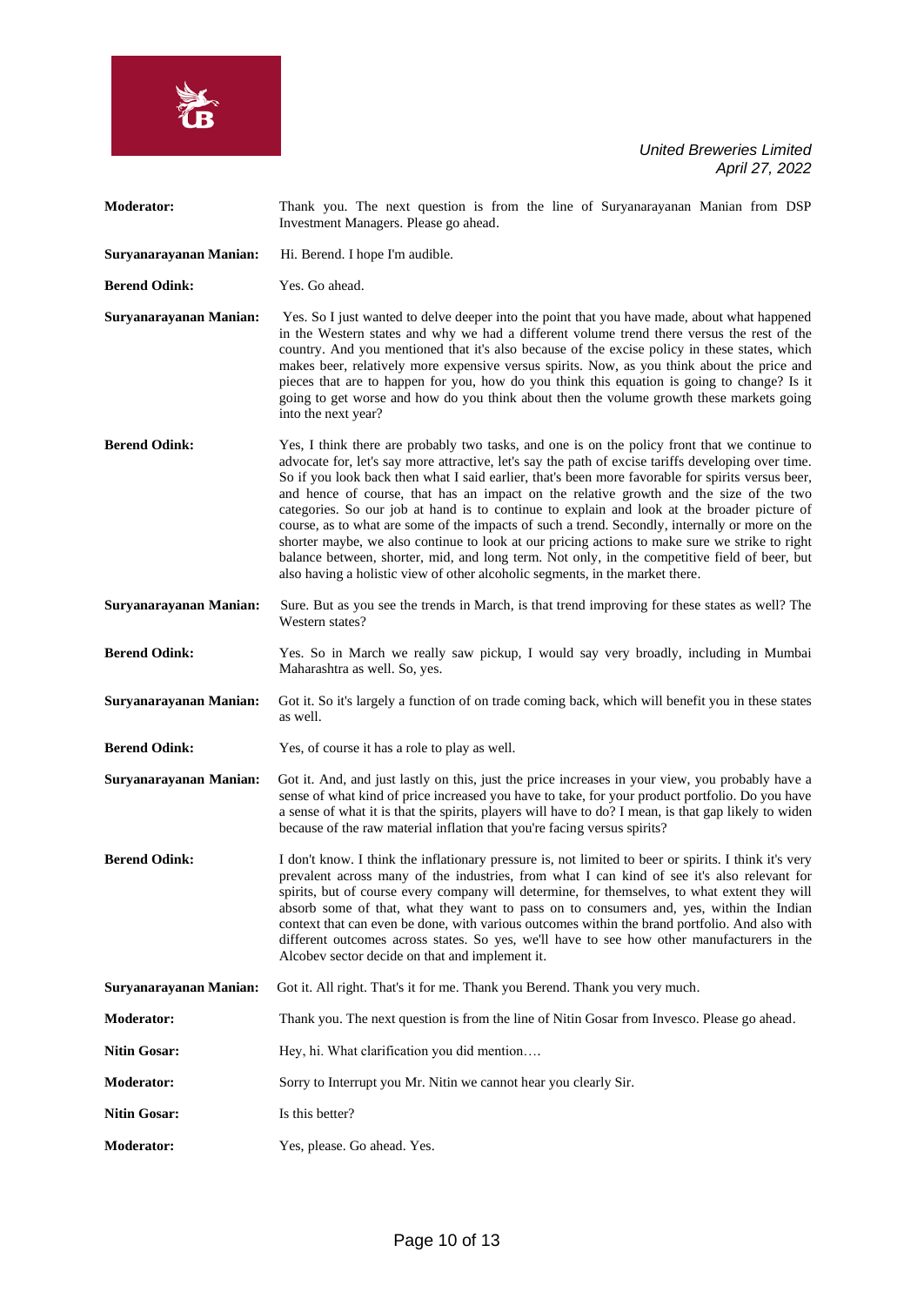**Moderator:** Thank you. The next question is from the line of Suryanarayanan Manian from DSP Investment Managers. Please go ahead.

**Suryanarayanan Manian:** Hi. Berend. I hope I'm audible.

**Berend Odink:** Yes. Go ahead.

**Suryanarayanan Manian:** Yes. So I just wanted to delve deeper into the point that you have made, about what happened in the Western states and why we had a different volume trend there versus the rest of the country. And you mentioned that it's also because of the excise policy in these states, which makes beer, relatively more expensive versus spirits. Now, as you think about the price and pieces that are to happen for you, how do you think this equation is going to change? Is it going to get worse and how do you think about then the volume growth these markets going into the next year?

**Berend Odink:** Yes, I think there are probably two tasks, and one is on the policy front that we continue to advocate for, let's say more attractive, let's say the path of excise tariffs developing over time. So if you look back then what I said earlier, that's been more favorable for spirits versus beer, and hence of course, that has an impact on the relative growth and the size of the two categories. So our job at hand is to continue to explain and look at the broader picture of course, as to what are some of the impacts of such a trend. Secondly, internally or more on the shorter maybe, we also continue to look at our pricing actions to make sure we strike to right balance between, shorter, mid, and long term. Not only, in the competitive field of beer, but also having a holistic view of other alcoholic segments, in the market there.

**Suryanarayanan Manian:** Sure. But as you see the trends in March, is that trend improving for these states as well? The Western states?

**Berend Odink:** Yes. So in March we really saw pickup, I would say very broadly, including in Mumbai Maharashtra as well. So, yes.

**Suryanarayanan Manian:** Got it. So it's largely a function of on trade coming back, which will benefit you in these states as well.

**Berend Odink:** Yes, of course it has a role to play as well.

**Suryanarayanan Manian:** Got it. And, and just lastly on this, just the price increases in your view, you probably have a sense of what kind of price increased you have to take, for your product portfolio. Do you have a sense of what it is that the spirits, players will have to do? I mean, is that gap likely to widen because of the raw material inflation that you're facing versus spirits?

**Berend Odink:** I don't know. I think the inflationary pressure is, not limited to beer or spirits. I think it's very prevalent across many of the industries, from what I can kind of see it's also relevant for spirits, but of course every company will determine, for themselves, to what extent they will absorb some of that, what they want to pass on to consumers and, yes, within the Indian context that can even be done, with various outcomes within the brand portfolio. And also with different outcomes across states. So yes, we'll have to see how other manufacturers in the Alcobev sector decide on that and implement it.

**Suryanarayanan Manian:** Got it. All right. That's it for me. Thank you Berend. Thank you very much.

**Moderator:** Thank you. The next question is from the line of Nitin Gosar from Invesco. Please go ahead.

**Nitin Gosar:** Hey, hi. What clarification you did mention….

**Moderator:** Sorry to Interrupt you Mr. Nitin we cannot hear you clearly Sir.

**Nitin Gosar:** Is this better?

**Moderator:** Yes, please. Go ahead. Yes.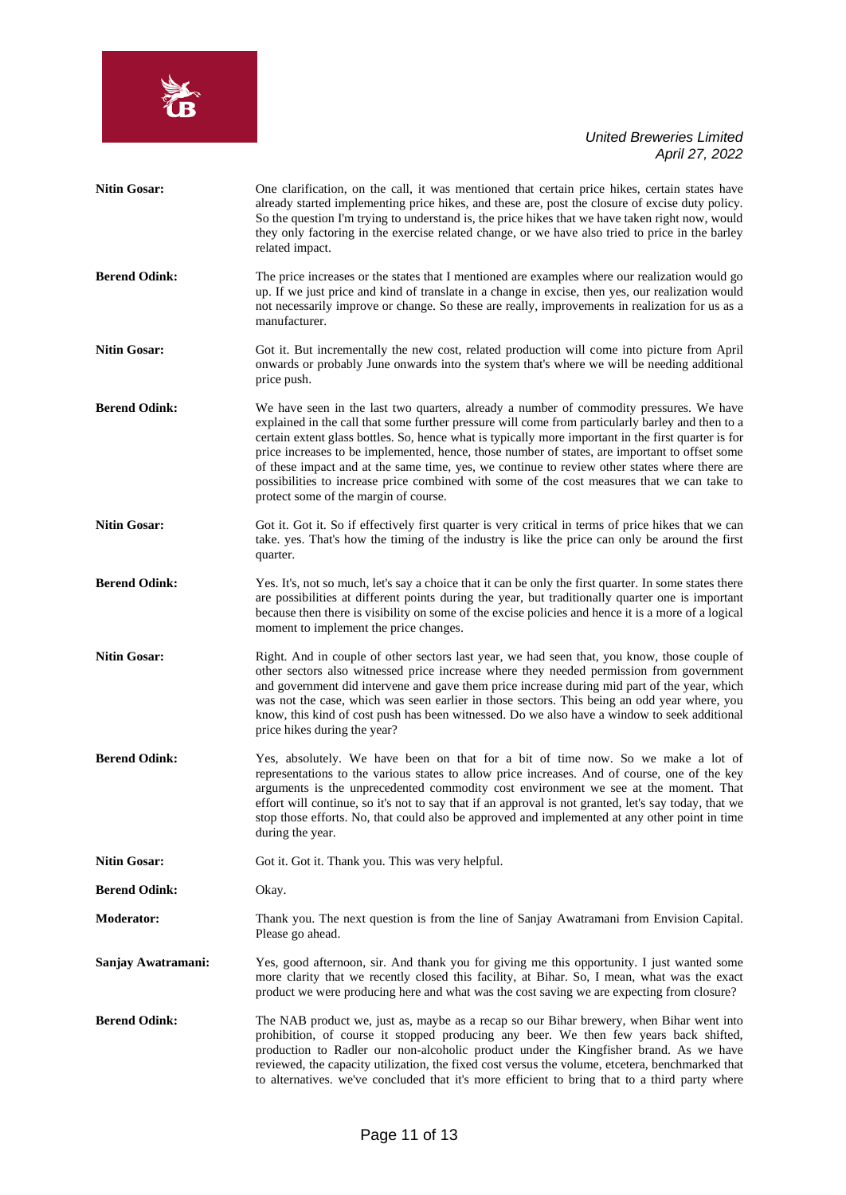**Nitin Gosar:** One clarification, on the call, it was mentioned that certain price hikes, certain states have already started implementing price hikes, and these are, post the closure of excise duty policy. So the question I'm trying to understand is, the price hikes that we have taken right now, would they only factoring in the exercise related change, or we have also tried to price in the barley related impact.

**Berend Odink:** The price increases or the states that I mentioned are examples where our realization would go up. If we just price and kind of translate in a change in excise, then yes, our realization would not necessarily improve or change. So these are really, improvements in realization for us as a manufacturer.

**Nitin Gosar:** Got it. But incrementally the new cost, related production will come into picture from April onwards or probably June onwards into the system that's where we will be needing additional price push.

**Berend Odink:** We have seen in the last two quarters, already a number of commodity pressures. We have explained in the call that some further pressure will come from particularly barley and then to a certain extent glass bottles. So, hence what is typically more important in the first quarter is for price increases to be implemented, hence, those number of states, are important to offset some of these impact and at the same time, yes, we continue to review other states where there are possibilities to increase price combined with some of the cost measures that we can take to protect some of the margin of course.

**Nitin Gosar:** Got it. Got it. So if effectively first quarter is very critical in terms of price hikes that we can take. yes. That's how the timing of the industry is like the price can only be around the first quarter.

**Berend Odink:** Yes. It's, not so much, let's say a choice that it can be only the first quarter. In some states there are possibilities at different points during the year, but traditionally quarter one is important because then there is visibility on some of the excise policies and hence it is a more of a logical moment to implement the price changes.

**Nitin Gosar:** Right. And in couple of other sectors last year, we had seen that, you know, those couple of other sectors also witnessed price increase where they needed permission from government and government did intervene and gave them price increase during mid part of the year, which was not the case, which was seen earlier in those sectors. This being an odd year where, you know, this kind of cost push has been witnessed. Do we also have a window to seek additional price hikes during the year?

**Berend Odink:** Yes, absolutely. We have been on that for a bit of time now. So we make a lot of representations to the various states to allow price increases. And of course, one of the key arguments is the unprecedented commodity cost environment we see at the moment. That effort will continue, so it's not to say that if an approval is not granted, let's say today, that we stop those efforts. No, that could also be approved and implemented at any other point in time during the year.

**Nitin Gosar:** Got it. Got it. Thank you. This was very helpful.

**Berend Odink:** Okay.

**Moderator:** Thank you. The next question is from the line of Sanjay Awatramani from Envision Capital. Please go ahead.

**Sanjay Awatramani:** Yes, good afternoon, sir. And thank you for giving me this opportunity. I just wanted some more clarity that we recently closed this facility, at Bihar. So, I mean, what was the exact product we were producing here and what was the cost saving we are expecting from closure?

**Berend Odink:** The NAB product we, just as, maybe as a recap so our Bihar brewery, when Bihar went into prohibition, of course it stopped producing any beer. We then few years back shifted, production to Radler our non-alcoholic product under the Kingfisher brand. As we have reviewed, the capacity utilization, the fixed cost versus the volume, etcetera, benchmarked that to alternatives. we've concluded that it's more efficient to bring that to a third party where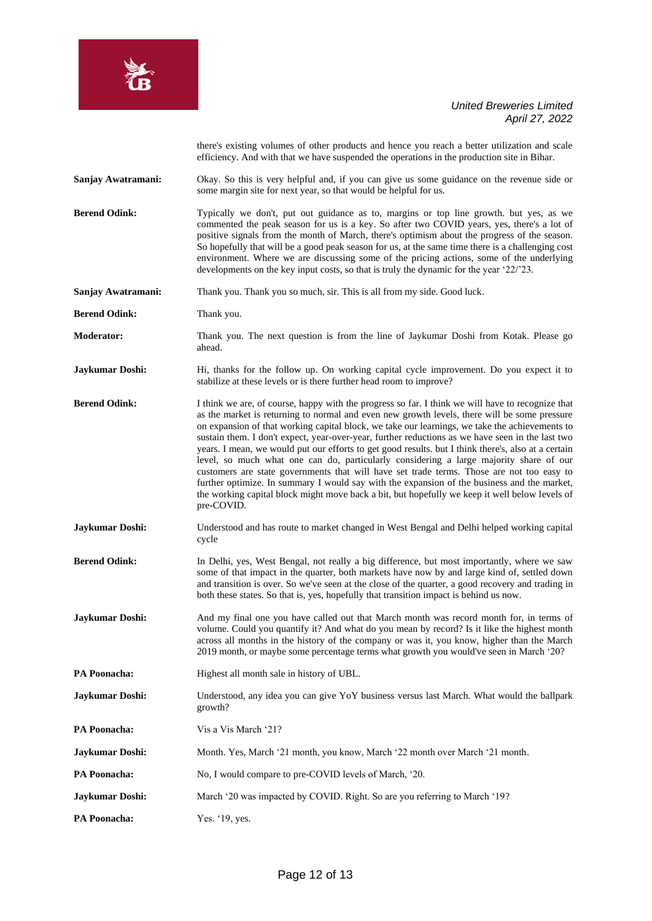there's existing volumes of other products and hence you reach a better utilization and scale efficiency. And with that we have suspended the operations in the production site in Bihar.

**Sanjay Awatramani:** Okay. So this is very helpful and, if you can give us some guidance on the revenue side or some margin site for next year, so that would be helpful for us.

**Berend Odink:** Typically we don't, put out guidance as to, margins or top line growth. but yes, as we commented the peak season for us is a key. So after two COVID years, yes, there's a lot of positive signals from the month of March, there's optimism about the progress of the season. So hopefully that will be a good peak season for us, at the same time there is a challenging cost environment. Where we are discussing some of the pricing actions, some of the underlying developments on the key input costs, so that is truly the dynamic for the year '22/'23.

**Sanjay Awatramani:** Thank you. Thank you so much, sir. This is all from my side. Good luck.

**Berend Odink:** Thank you.

**Moderator:** Thank you. The next question is from the line of Jaykumar Doshi from Kotak. Please go ahead.

**Jaykumar Doshi:** Hi, thanks for the follow up. On working capital cycle improvement. Do you expect it to stabilize at these levels or is there further head room to improve?

**Berend Odink:** I think we are, of course, happy with the progress so far. I think we will have to recognize that as the market is returning to normal and even new growth levels, there will be some pressure on expansion of that working capital block, we take our learnings, we take the achievements to sustain them. I don't expect, year-over-year, further reductions as we have seen in the last two years. I mean, we would put our efforts to get good results. but I think there's, also at a certain level, so much what one can do, particularly considering a large majority share of our customers are state governments that will have set trade terms. Those are not too easy to further optimize. In summary I would say with the expansion of the business and the market, the working capital block might move back a bit, but hopefully we keep it well below levels of pre-COVID.

**Jaykumar Doshi:** Understood and has route to market changed in West Bengal and Delhi helped working capital cycle

**Berend Odink:** In Delhi, yes, West Bengal, not really a big difference, but most importantly, where we saw some of that impact in the quarter, both markets have now by and large kind of, settled down and transition is over. So we've seen at the close of the quarter, a good recovery and trading in both these states. So that is, yes, hopefully that transition impact is behind us now.

**Jaykumar Doshi:** And my final one you have called out that March month was record month for, in terms of volume. Could you quantify it? And what do you mean by record? Is it like the highest month across all months in the history of the company or was it, you know, higher than the March 2019 month, or maybe some percentage terms what growth you would've seen in March '20?

**PA Poonacha:** Highest all month sale in history of UBL.

**Jaykumar Doshi:** Understood, any idea you can give YoY business versus last March. What would the ballpark growth?

**PA Poonacha:** Vis a Vis March '21?

**Jaykumar Doshi:** Month. Yes, March '21 month, you know, March '22 month over March '21 month.

**PA Poonacha:** No, I would compare to pre-COVID levels of March, '20.

**Jaykumar Doshi:** March '20 was impacted by COVID. Right. So are you referring to March '19?

**PA Poonacha:** Yes. '19, yes.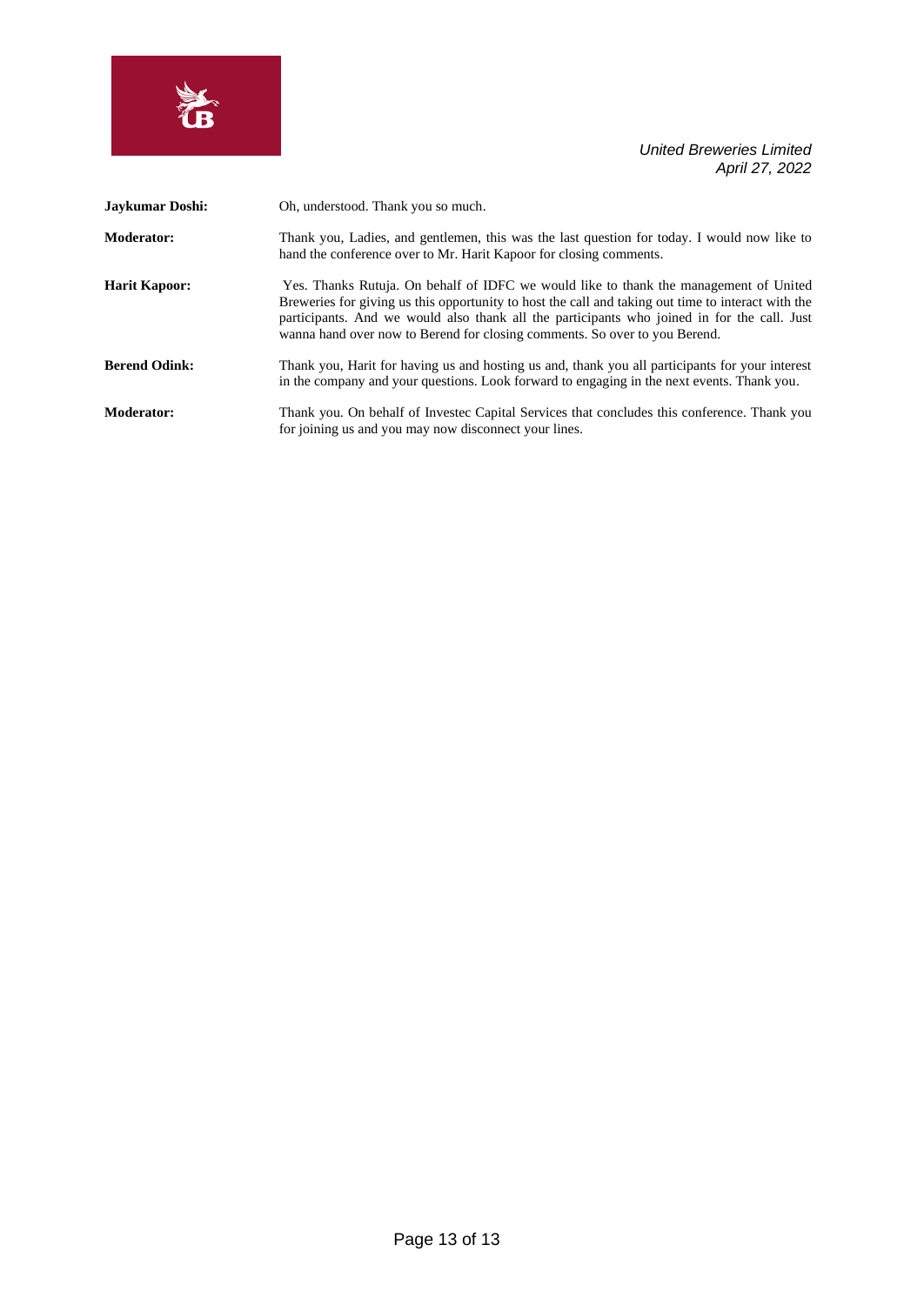**Jaykumar Doshi:** Oh, understood. Thank you so much.

**Moderator:** Thank you, Ladies, and gentlemen, this was the last question for today. I would now like to hand the conference over to Mr. Harit Kapoor for closing comments.

**Harit Kapoor:** Yes. Thanks Rutuja. On behalf of IDFC we would like to thank the management of United Breweries for giving us this opportunity to host the call and taking out time to interact with the participants. And we would also thank all the participants who joined in for the call. Just wanna hand over now to Berend for closing comments. So over to you Berend.

**Berend Odink:** Thank you, Harit for having us and hosting us and, thank you all participants for your interest in the company and your questions. Look forward to engaging in the next events. Thank you.

**Moderator:** Thank you. On behalf of Investec Capital Services that concludes this conference. Thank you for joining us and you may now disconnect your lines.